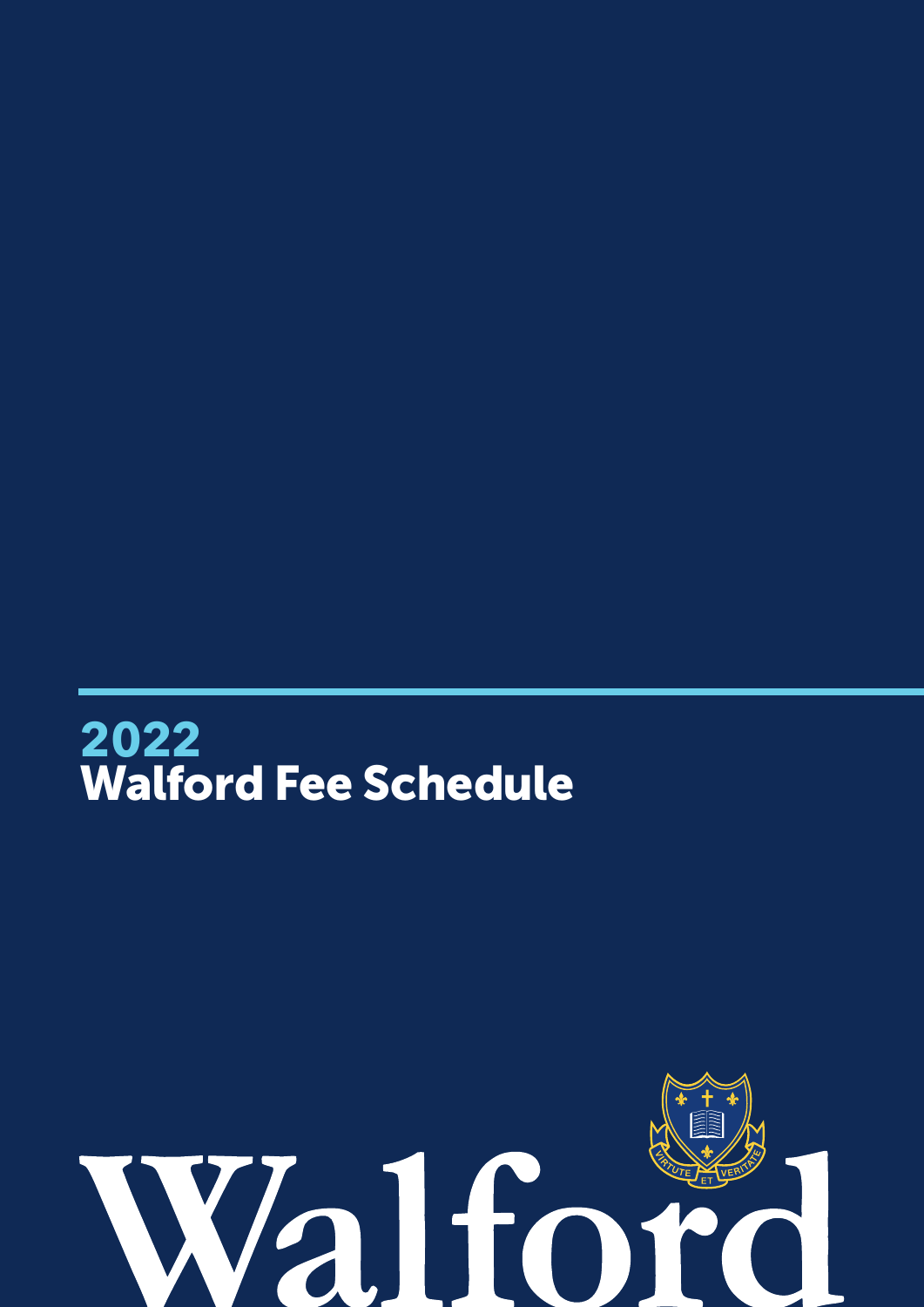# 2022
# Walford Fee Schedule

Walford

VIRTUTE ET VERITATE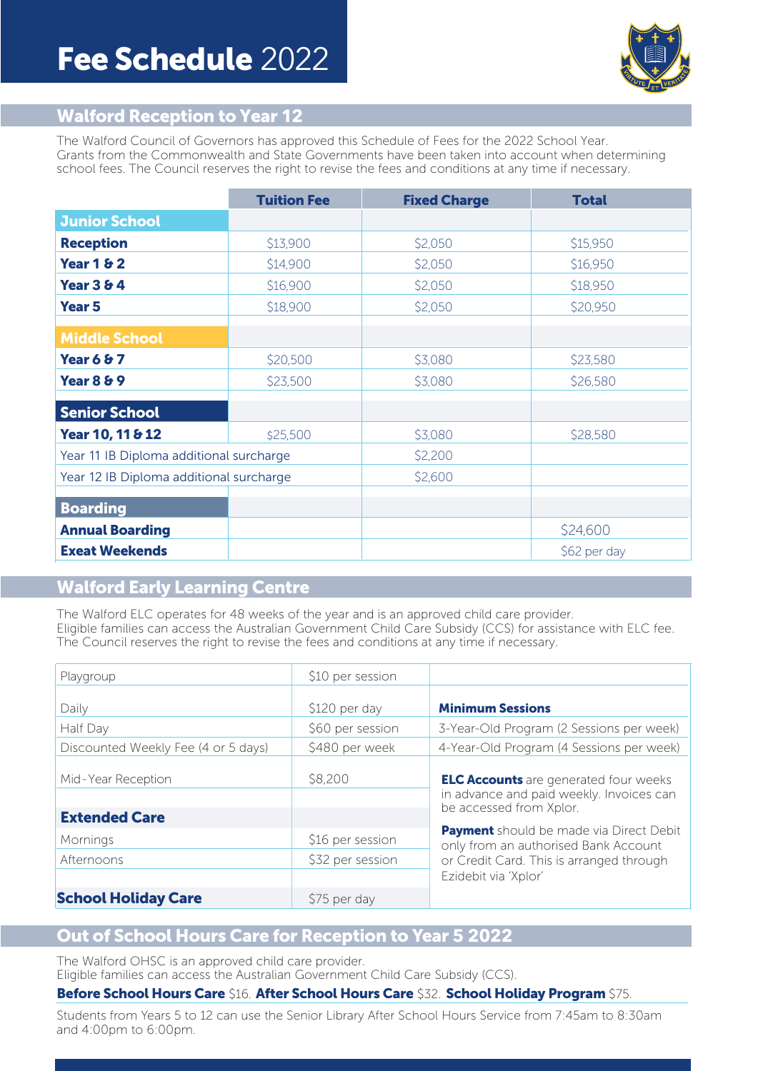# **Fee Schedule** 2022

## Walford Reception to Year 12

The Walford Council of Governors has approved this Schedule of Fees for the 2022 School Year. Grants from the Commonwealth and State Governments have been taken into account when determining school fees. The Council reserves the right to revise the fees and conditions at any time if necessary.

| | Tuition Fee | Fixed Charge | Total |
|---|---|---|---|
| **Junior School** | | | |
| **Reception** | $13,900 | $2,050 | $15,950 |
| **Year 1 & 2** | $14,900 | $2,050 | $16,950 |
| **Year 3 & 4** | $16,900 | $2,050 | $18,950 |
| **Year 5** | $18,900 | $2,050 | $20,950 |
| **Middle School** | | | |
| **Year 6 & 7** | $20,500 | $3,080 | $23,580 |
| **Year 8 & 9** | $23,500 | $3,080 | $26,580 |
| **Senior School** | | | |
| **Year 10, 11 & 12** | $25,500 | $3,080 | $28,580 |
| Year 11 IB Diploma additional surcharge | | $2,200 | |
| Year 12 IB Diploma additional surcharge | | $2,600 | |
| **Boarding** | | | |
| **Annual Boarding** | | | $24,600 |
| **Exeat Weekends** | | | $62 per day |

## Walford Early Learning Centre

The Walford ELC operates for 48 weeks of the year and is an approved child care provider. Eligible families can access the Australian Government Child Care Subsidy (CCS) for assistance with ELC fee. The Council reserves the right to revise the fees and conditions at any time if necessary.

| | | |
|---|---|---|
| Playgroup | $10 per session | |
| Daily | $120 per day | **Minimum Sessions** |
| Half Day | $60 per session | 3-Year-Old Program (2 Sessions per week) |
| Discounted Weekly Fee (4 or 5 days) | $480 per week | 4-Year-Old Program (4 Sessions per week) |
| Mid-Year Reception | $8,200 | |
| **Extended Care** | | |
| Mornings | $16 per session | |
| Afternoons | $32 per session | |
| **School Holiday Care** | $75 per day | |

**ELC Accounts** are generated four weeks in advance and paid weekly. Invoices can be accessed from Xplor.

**Payment** should be made via Direct Debit only from an authorised Bank Account or Credit Card. This is arranged through Ezidebit via 'Xplor'

## Out of School Hours Care for Reception to Year 5 2022

The Walford OHSC is an approved child care provider.
Eligible families can access the Australian Government Child Care Subsidy (CCS).

**Before School Hours Care** $16. **After School Hours Care** $32. **School Holiday Program** $75.

Students from Years 5 to 12 can use the Senior Library After School Hours Service from 7:45am to 8:30am and 4:00pm to 6:00pm.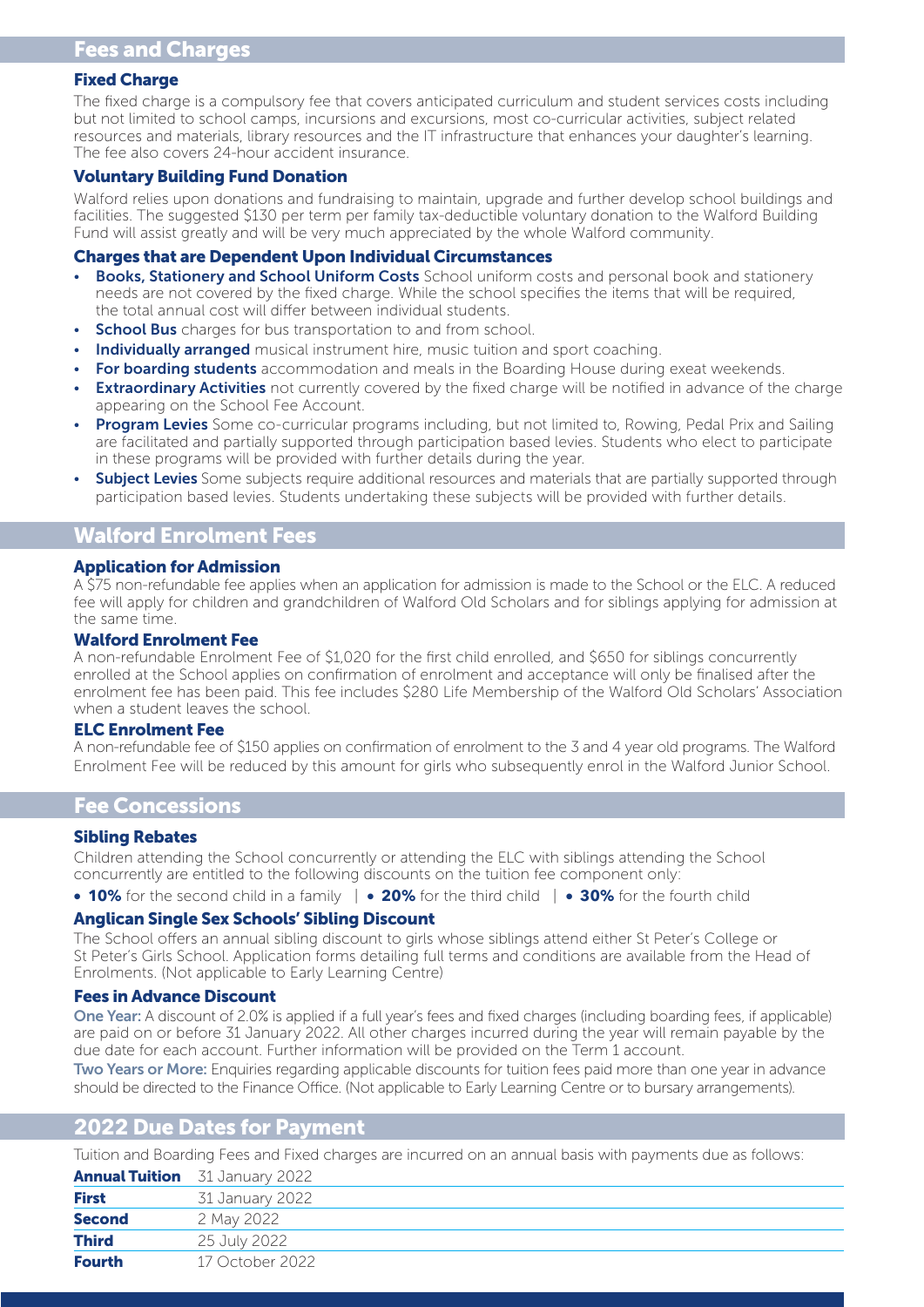## Fees and Charges

### Fixed Charge

The fixed charge is a compulsory fee that covers anticipated curriculum and student services costs including but not limited to school camps, incursions and excursions, most co-curricular activities, subject related resources and materials, library resources and the IT infrastructure that enhances your daughter's learning. The fee also covers 24-hour accident insurance.

### Voluntary Building Fund Donation

Walford relies upon donations and fundraising to maintain, upgrade and further develop school buildings and facilities. The suggested $130 per term per family tax-deductible voluntary donation to the Walford Building Fund will assist greatly and will be very much appreciated by the whole Walford community.

### Charges that are Dependent Upon Individual Circumstances

- **Books, Stationery and School Uniform Costs** School uniform costs and personal book and stationery needs are not covered by the fixed charge. While the school specifies the items that will be required, the total annual cost will differ between individual students.
- **School Bus** charges for bus transportation to and from school.
- **Individually arranged** musical instrument hire, music tuition and sport coaching.
- **For boarding students** accommodation and meals in the Boarding House during exeat weekends.
- **Extraordinary Activities** not currently covered by the fixed charge will be notified in advance of the charge appearing on the School Fee Account.
- **Program Levies** Some co-curricular programs including, but not limited to, Rowing, Pedal Prix and Sailing are facilitated and partially supported through participation based levies. Students who elect to participate in these programs will be provided with further details during the year.
- **Subject Levies** Some subjects require additional resources and materials that are partially supported through participation based levies. Students undertaking these subjects will be provided with further details.

## Walford Enrolment Fees

### Application for Admission

A $75 non-refundable fee applies when an application for admission is made to the School or the ELC. A reduced fee will apply for children and grandchildren of Walford Old Scholars and for siblings applying for admission at the same time.

### Walford Enrolment Fee

A non-refundable Enrolment Fee of $1,020 for the first child enrolled, and $650 for siblings concurrently enrolled at the School applies on confirmation of enrolment and acceptance will only be finalised after the enrolment fee has been paid. This fee includes $280 Life Membership of the Walford Old Scholars' Association when a student leaves the school.

### ELC Enrolment Fee

A non-refundable fee of $150 applies on confirmation of enrolment to the 3 and 4 year old programs. The Walford Enrolment Fee will be reduced by this amount for girls who subsequently enrol in the Walford Junior School.

## Fee Concessions

### Sibling Rebates

Children attending the School concurrently or attending the ELC with siblings attending the School concurrently are entitled to the following discounts on the tuition fee component only:

- **10%** for the second child in a family | • **20%** for the third child | • **30%** for the fourth child

### Anglican Single Sex Schools' Sibling Discount

The School offers an annual sibling discount to girls whose siblings attend either St Peter's College or St Peter's Girls School. Application forms detailing full terms and conditions are available from the Head of Enrolments. (Not applicable to Early Learning Centre)

### Fees in Advance Discount

**One Year:** A discount of 2.0% is applied if a full year's fees and fixed charges (including boarding fees, if applicable) are paid on or before 31 January 2022. All other charges incurred during the year will remain payable by the due date for each account. Further information will be provided on the Term 1 account.

**Two Years or More:** Enquiries regarding applicable discounts for tuition fees paid more than one year in advance should be directed to the Finance Office. (Not applicable to Early Learning Centre or to bursary arrangements).

## 2022 Due Dates for Payment

Tuition and Boarding Fees and Fixed charges are incurred on an annual basis with payments due as follows:

| | |
|---|---|
| **Annual Tuition** | 31 January 2022 |
| **First** | 31 January 2022 |
| **Second** | 2 May 2022 |
| **Third** | 25 July 2022 |
| **Fourth** | 17 October 2022 |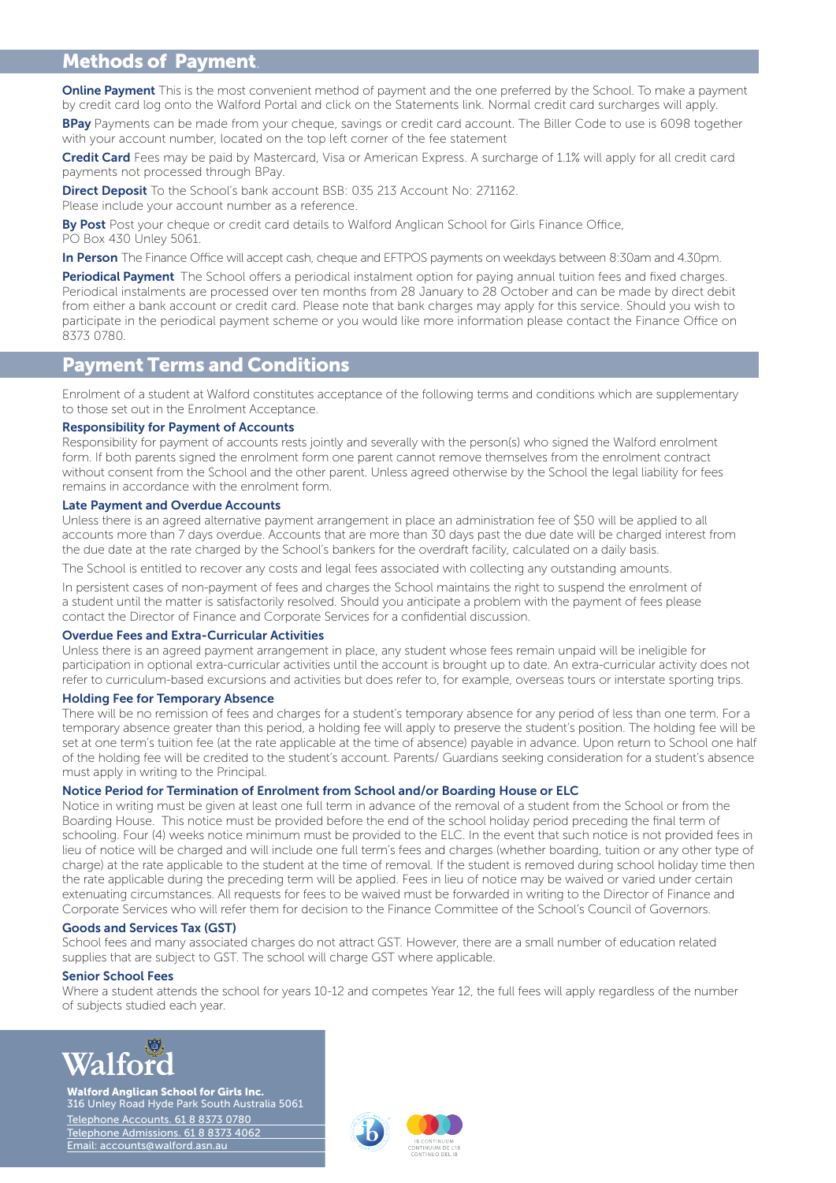## Methods of Payment.

**Online Payment** This is the most convenient method of payment and the one preferred by the School. To make a payment by credit card log onto the Walford Portal and click on the Statements link. Normal credit card surcharges will apply.

**BPay** Payments can be made from your cheque, savings or credit card account. The Biller Code to use is 6098 together with your account number, located on the top left corner of the fee statement

**Credit Card** Fees may be paid by Mastercard, Visa or American Express. A surcharge of 1.1% will apply for all credit card payments not processed through BPay.

**Direct Deposit** To the School's bank account BSB: 035 213 Account No: 271162.
Please include your account number as a reference.

**By Post** Post your cheque or credit card details to Walford Anglican School for Girls Finance Office,
PO Box 430 Unley 5061.

**In Person** The Finance Office will accept cash, cheque and EFTPOS payments on weekdays between 8:30am and 4.30pm.

**Periodical Payment** The School offers a periodical instalment option for paying annual tuition fees and fixed charges. Periodical instalments are processed over ten months from 28 January to 28 October and can be made by direct debit from either a bank account or credit card. Please note that bank charges may apply for this service. Should you wish to participate in the periodical payment scheme or you would like more information please contact the Finance Office on 8373 0780.

## Payment Terms and Conditions

Enrolment of a student at Walford constitutes acceptance of the following terms and conditions which are supplementary to those set out in the Enrolment Acceptance.

### Responsibility for Payment of Accounts

Responsibility for payment of accounts rests jointly and severally with the person(s) who signed the Walford enrolment form. If both parents signed the enrolment form one parent cannot remove themselves from the enrolment contract without consent from the School and the other parent. Unless agreed otherwise by the School the legal liability for fees remains in accordance with the enrolment form.

### Late Payment and Overdue Accounts

Unless there is an agreed alternative payment arrangement in place an administration fee of $50 will be applied to all accounts more than 7 days overdue. Accounts that are more than 30 days past the due date will be charged interest from the due date at the rate charged by the School's bankers for the overdraft facility, calculated on a daily basis.

The School is entitled to recover any costs and legal fees associated with collecting any outstanding amounts.

In persistent cases of non-payment of fees and charges the School maintains the right to suspend the enrolment of a student until the matter is satisfactorily resolved. Should you anticipate a problem with the payment of fees please contact the Director of Finance and Corporate Services for a confidential discussion.

### Overdue Fees and Extra-Curricular Activities

Unless there is an agreed payment arrangement in place, any student whose fees remain unpaid will be ineligible for participation in optional extra-curricular activities until the account is brought up to date. An extra-curricular activity does not refer to curriculum-based excursions and activities but does refer to, for example, overseas tours or interstate sporting trips.

### Holding Fee for Temporary Absence

There will be no remission of fees and charges for a student's temporary absence for any period of less than one term. For a temporary absence greater than this period, a holding fee will apply to preserve the student's position. The holding fee will be set at one term's tuition fee (at the rate applicable at the time of absence) payable in advance. Upon return to School one half of the holding fee will be credited to the student's account. Parents/ Guardians seeking consideration for a student's absence must apply in writing to the Principal.

### Notice Period for Termination of Enrolment from School and/or Boarding House or ELC

Notice in writing must be given at least one full term in advance of the removal of a student from the School or from the Boarding House. This notice must be provided before the end of the school holiday period preceding the final term of schooling. Four (4) weeks notice minimum must be provided to the ELC. In the event that such notice is not provided fees in lieu of notice will be charged and will include one full term's fees and charges (whether boarding, tuition or any other type of charge) at the rate applicable to the student at the time of removal. If the student is removed during school holiday time then the rate applicable during the preceding term will be applied. Fees in lieu of notice may be waived or varied under certain extenuating circumstances. All requests for fees to be waived must be forwarded in writing to the Director of Finance and Corporate Services who will refer them for decision to the Finance Committee of the School's Council of Governors.

### Goods and Services Tax (GST)

School fees and many associated charges do not attract GST. However, there are a small number of education related supplies that are subject to GST. The school will charge GST where applicable.

### Senior School Fees

Where a student attends the school for years 10-12 and competes Year 12, the full fees will apply regardless of the number of subjects studied each year.

Walford

**Walford Anglican School for Girls Inc.**
316 Unley Road Hyde Park South Australia 5061
Telephone Accounts. 61 8 8373 0780
Telephone Admissions. 61 8 8373 4062
Email: accounts@walford.asn.au

IB CONTINUUM
CONTINUUM DE L'IB
CONTINUO DEL IB